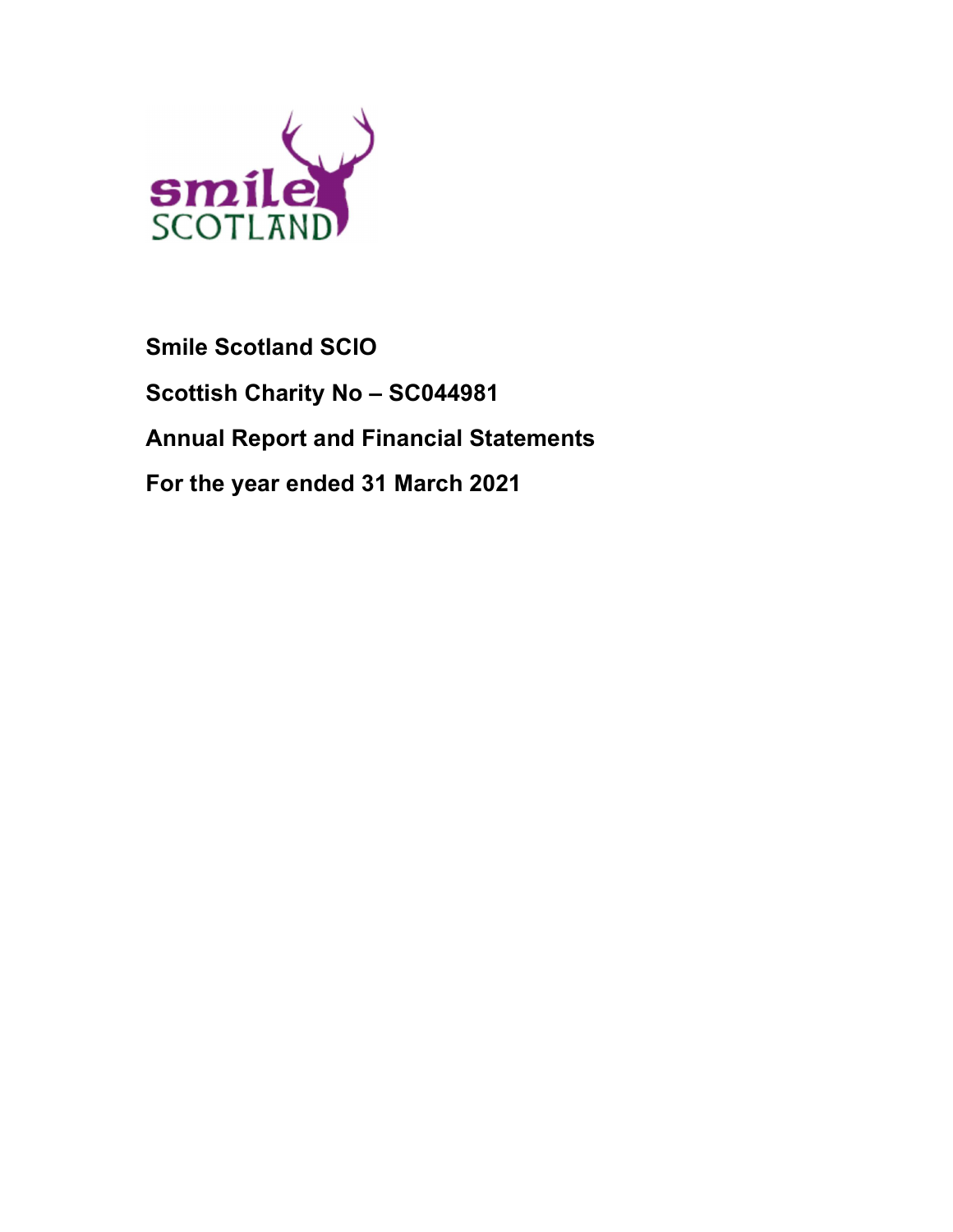**Smile Scotland SCIO**

**Scottish Charity No – SC044981**

**Annual Report and Financial Statements**

**For the year ended 31 March 2021**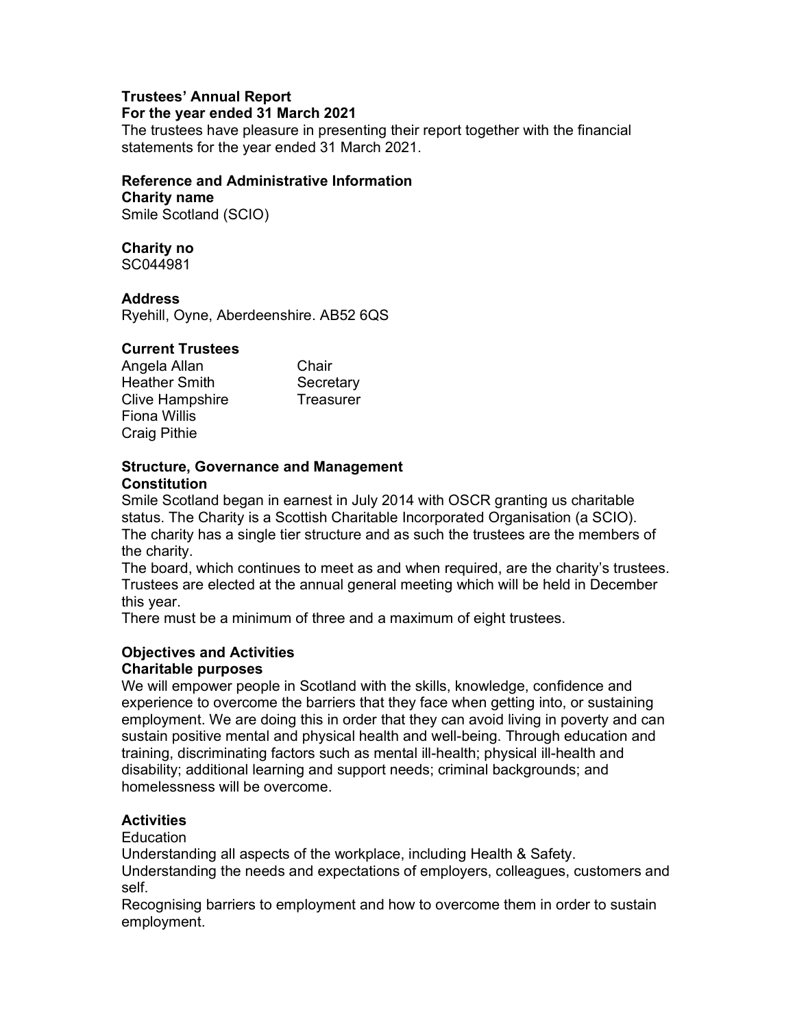## Trustees' Annual Report

**For the year ended 31 March 2021**

The trustees have pleasure in presenting their report together with the financial statements for the year ended 31 March 2021.

### Reference and Administrative Information

**Charity name**

Smile Scotland (SCIO)

**Charity no**

SC044981

**Address**

Ryehill, Oyne, Aberdeenshire. AB52 6QS

**Current Trustees**

| | |
|---|---|
| Angela Allan | Chair |
| Heather Smith | Secretary |
| Clive Hampshire | Treasurer |
| Fiona Willis | |
| Craig Pithie | |

### Structure, Governance and Management

**Constitution**

Smile Scotland began in earnest in July 2014 with OSCR granting us charitable status. The Charity is a Scottish Charitable Incorporated Organisation (a SCIO). The charity has a single tier structure and as such the trustees are the members of the charity.

The board, which continues to meet as and when required, are the charity's trustees. Trustees are elected at the annual general meeting which will be held in December this year.

There must be a minimum of three and a maximum of eight trustees.

### Objectives and Activities

**Charitable purposes**

We will empower people in Scotland with the skills, knowledge, confidence and experience to overcome the barriers that they face when getting into, or sustaining employment. We are doing this in order that they can avoid living in poverty and can sustain positive mental and physical health and well-being. Through education and training, discriminating factors such as mental ill-health; physical ill-health and disability; additional learning and support needs; criminal backgrounds; and homelessness will be overcome.

**Activities**

Education

Understanding all aspects of the workplace, including Health & Safety.

Understanding the needs and expectations of employers, colleagues, customers and self.

Recognising barriers to employment and how to overcome them in order to sustain employment.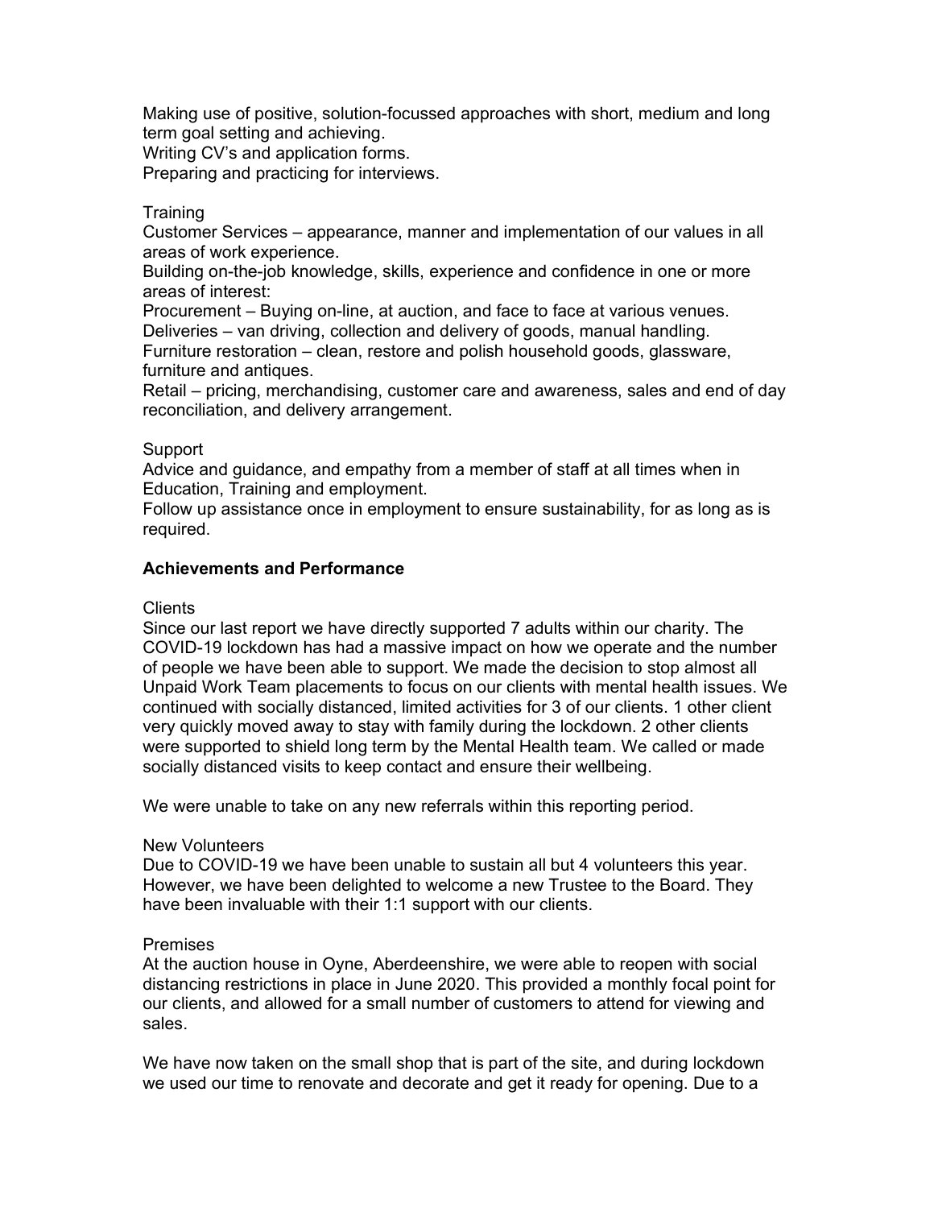Making use of positive, solution-focussed approaches with short, medium and long term goal setting and achieving.
Writing CV's and application forms.
Preparing and practicing for interviews.

Training
Customer Services – appearance, manner and implementation of our values in all areas of work experience.
Building on-the-job knowledge, skills, experience and confidence in one or more areas of interest:
Procurement – Buying on-line, at auction, and face to face at various venues.
Deliveries – van driving, collection and delivery of goods, manual handling.
Furniture restoration – clean, restore and polish household goods, glassware, furniture and antiques.
Retail – pricing, merchandising, customer care and awareness, sales and end of day reconciliation, and delivery arrangement.

Support
Advice and guidance, and empathy from a member of staff at all times when in Education, Training and employment.
Follow up assistance once in employment to ensure sustainability, for as long as is required.

**Achievements and Performance**

Clients
Since our last report we have directly supported 7 adults within our charity. The COVID-19 lockdown has had a massive impact on how we operate and the number of people we have been able to support. We made the decision to stop almost all Unpaid Work Team placements to focus on our clients with mental health issues. We continued with socially distanced, limited activities for 3 of our clients. 1 other client very quickly moved away to stay with family during the lockdown. 2 other clients were supported to shield long term by the Mental Health team. We called or made socially distanced visits to keep contact and ensure their wellbeing.

We were unable to take on any new referrals within this reporting period.

New Volunteers
Due to COVID-19 we have been unable to sustain all but 4 volunteers this year. However, we have been delighted to welcome a new Trustee to the Board. They have been invaluable with their 1:1 support with our clients.

Premises
At the auction house in Oyne, Aberdeenshire, we were able to reopen with social distancing restrictions in place in June 2020. This provided a monthly focal point for our clients, and allowed for a small number of customers to attend for viewing and sales.

We have now taken on the small shop that is part of the site, and during lockdown we used our time to renovate and decorate and get it ready for opening. Due to a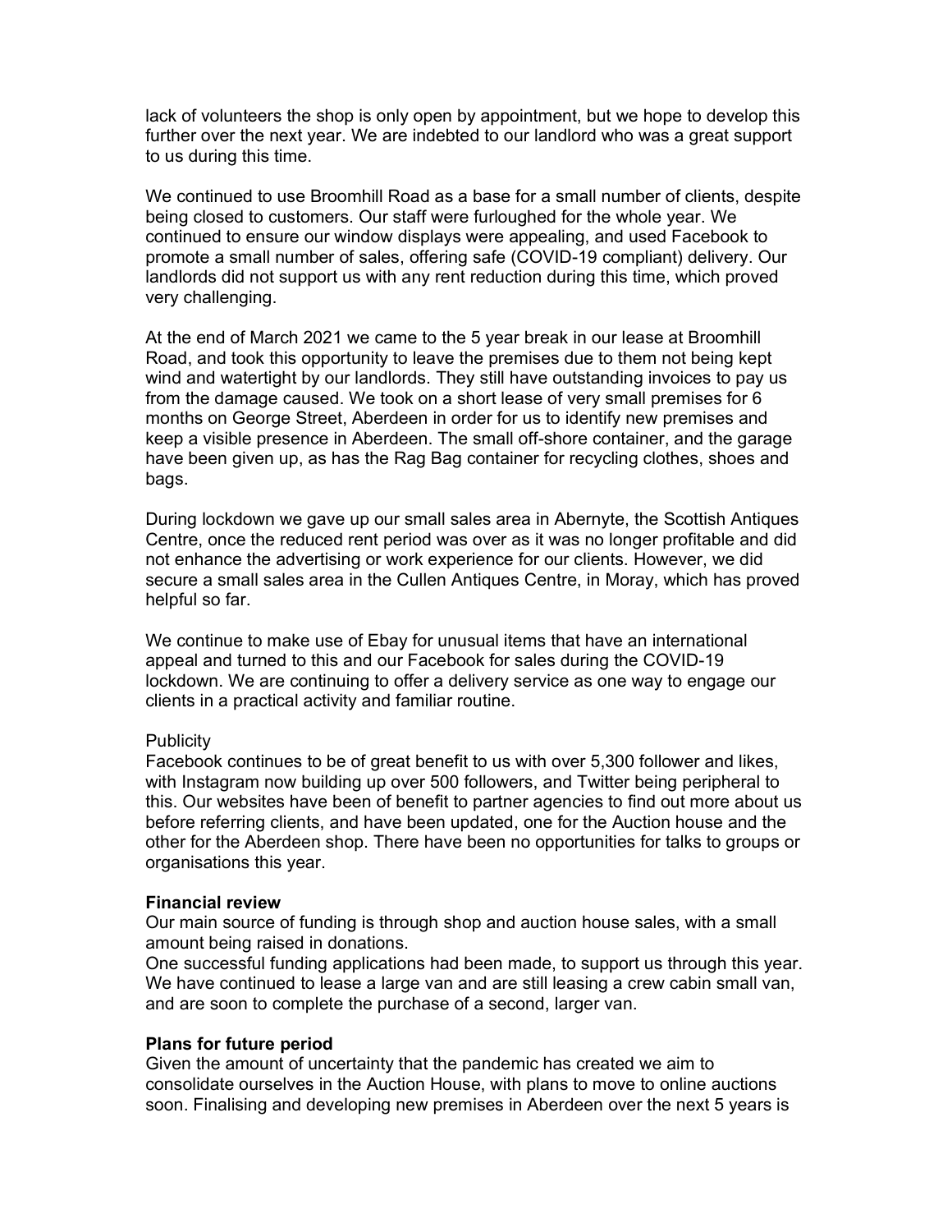lack of volunteers the shop is only open by appointment, but we hope to develop this further over the next year. We are indebted to our landlord who was a great support to us during this time.

We continued to use Broomhill Road as a base for a small number of clients, despite being closed to customers. Our staff were furloughed for the whole year. We continued to ensure our window displays were appealing, and used Facebook to promote a small number of sales, offering safe (COVID-19 compliant) delivery. Our landlords did not support us with any rent reduction during this time, which proved very challenging.

At the end of March 2021 we came to the 5 year break in our lease at Broomhill Road, and took this opportunity to leave the premises due to them not being kept wind and watertight by our landlords. They still have outstanding invoices to pay us from the damage caused. We took on a short lease of very small premises for 6 months on George Street, Aberdeen in order for us to identify new premises and keep a visible presence in Aberdeen. The small off-shore container, and the garage have been given up, as has the Rag Bag container for recycling clothes, shoes and bags.

During lockdown we gave up our small sales area in Abernyte, the Scottish Antiques Centre, once the reduced rent period was over as it was no longer profitable and did not enhance the advertising or work experience for our clients. However, we did secure a small sales area in the Cullen Antiques Centre, in Moray, which has proved helpful so far.

We continue to make use of Ebay for unusual items that have an international appeal and turned to this and our Facebook for sales during the COVID-19 lockdown. We are continuing to offer a delivery service as one way to engage our clients in a practical activity and familiar routine.

Publicity
Facebook continues to be of great benefit to us with over 5,300 follower and likes, with Instagram now building up over 500 followers, and Twitter being peripheral to this. Our websites have been of benefit to partner agencies to find out more about us before referring clients, and have been updated, one for the Auction house and the other for the Aberdeen shop. There have been no opportunities for talks to groups or organisations this year.

**Financial review**
Our main source of funding is through shop and auction house sales, with a small amount being raised in donations.
One successful funding applications had been made, to support us through this year. We have continued to lease a large van and are still leasing a crew cabin small van, and are soon to complete the purchase of a second, larger van.

**Plans for future period**
Given the amount of uncertainty that the pandemic has created we aim to consolidate ourselves in the Auction House, with plans to move to online auctions soon. Finalising and developing new premises in Aberdeen over the next 5 years is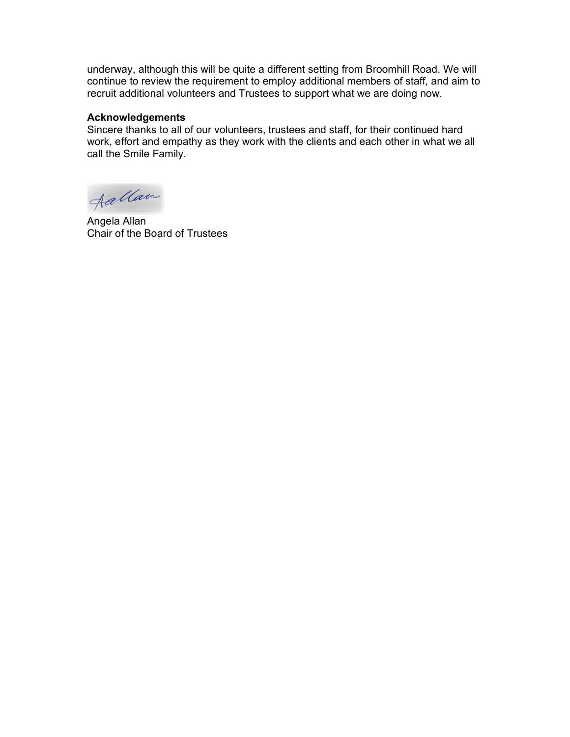underway, although this will be quite a different setting from Broomhill Road. We will continue to review the requirement to employ additional members of staff, and aim to recruit additional volunteers and Trustees to support what we are doing now.

**Acknowledgements**

Sincere thanks to all of our volunteers, trustees and staff, for their continued hard work, effort and empathy as they work with the clients and each other in what we all call the Smile Family.

Angela Allan
Chair of the Board of Trustees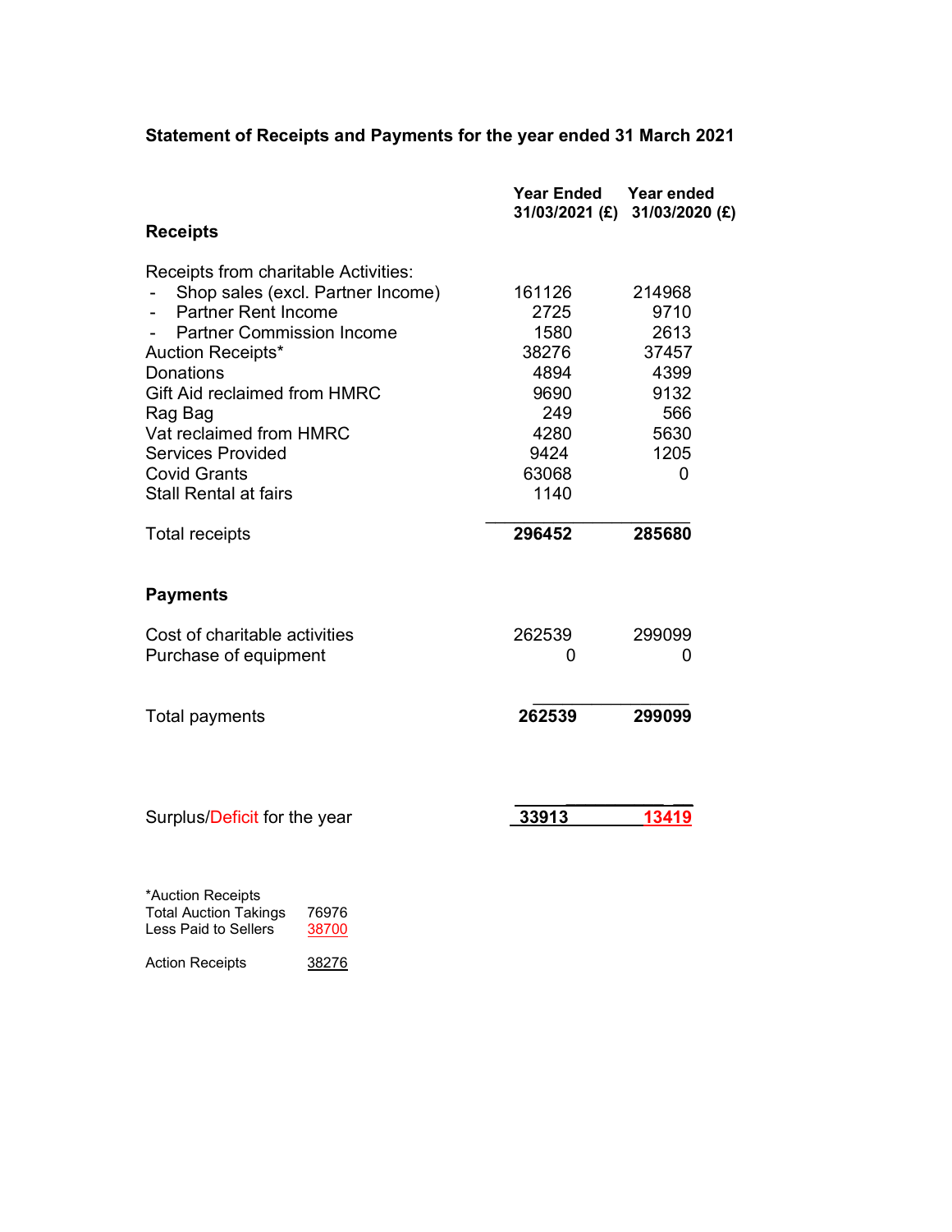## Statement of Receipts and Payments for the year ended 31 March 2021

| | Year Ended 31/03/2021 (£) | Year ended 31/03/2020 (£) |
|---|---|---|
| **Receipts** | | |
| Receipts from charitable Activities: | | |
| - Shop sales (excl. Partner Income) | 161126 | 214968 |
| - Partner Rent Income | 2725 | 9710 |
| - Partner Commission Income | 1580 | 2613 |
| Auction Receipts* | 38276 | 37457 |
| Donations | 4894 | 4399 |
| Gift Aid reclaimed from HMRC | 9690 | 9132 |
| Rag Bag | 249 | 566 |
| Vat reclaimed from HMRC | 4280 | 5630 |
| Services Provided | 9424 | 1205 |
| Covid Grants | 63068 | 0 |
| Stall Rental at fairs | 1140 | |
| Total receipts | **296452** | **285680** |
| **Payments** | | |
| Cost of charitable activities | 262539 | 299099 |
| Purchase of equipment | 0 | 0 |
| Total payments | **262539** | **299099** |
| Surplus/Deficit for the year | **33913** | **13419** |

*Auction Receipts

| | |
|---|---|
| Total Auction Takings | 76976 |
| Less Paid to Sellers | 38700 |
| Action Receipts | 38276 |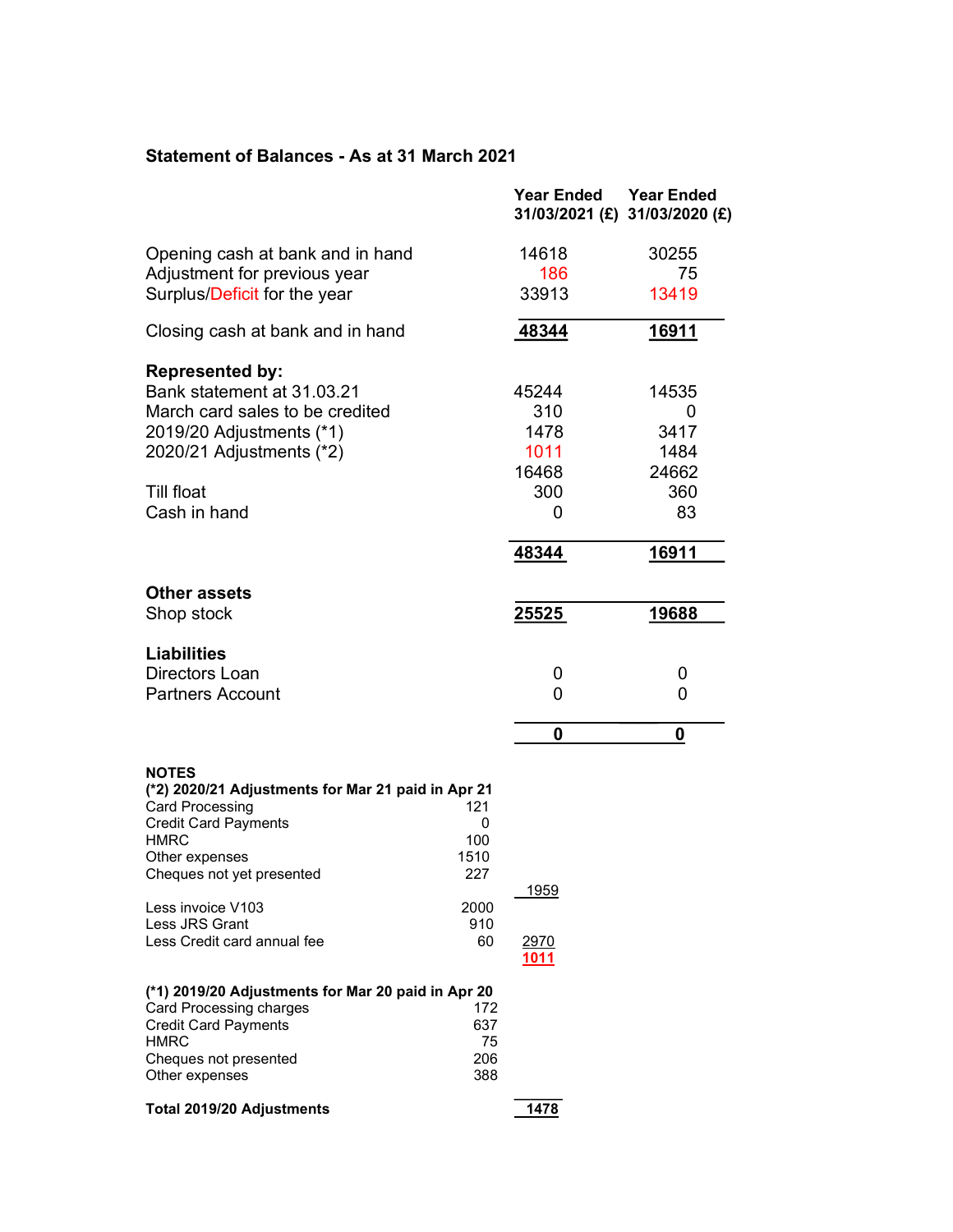## Statement of Balances - As at 31 March 2021

| | Year Ended 31/03/2021 (£) | Year Ended 31/03/2020 (£) |
|---|---|---|
| Opening cash at bank and in hand | 14618 | 30255 |
| Adjustment for previous year | 186 | 75 |
| Surplus/Deficit for the year | 33913 | 13419 |
| Closing cash at bank and in hand | **48344** | **16911** |
| **Represented by:** | | |
| Bank statement at 31.03.21 | 45244 | 14535 |
| March card sales to be credited | 310 | 0 |
| 2019/20 Adjustments (*1) | 1478 | 3417 |
| 2020/21 Adjustments (*2) | 1011 | 1484 |
| | 16468 | 24662 |
| Till float | 300 | 360 |
| Cash in hand | 0 | 83 |
| | **48344** | **16911** |
| **Other assets** | | |
| Shop stock | **25525** | **19688** |
| **Liabilities** | | |
| Directors Loan | 0 | 0 |
| Partners Account | 0 | 0 |
| | **0** | **0** |

**NOTES**

**(*2) 2020/21 Adjustments for Mar 21 paid in Apr 21**

| | | |
|---|---|---|
| Card Processing | 121 | |
| Credit Card Payments | 0 | |
| HMRC | 100 | |
| Other expenses | 1510 | |
| Cheques not yet presented | 227 | |
| | | 1959 |
| Less invoice V103 | 2000 | |
| Less JRS Grant | 910 | |
| Less Credit card annual fee | 60 | 2970 |
| | | **1011** |

**(*1) 2019/20 Adjustments for Mar 20 paid in Apr 20**

| | | |
|---|---|---|
| Card Processing charges | 172 | |
| Credit Card Payments | 637 | |
| HMRC | 75 | |
| Cheques not presented | 206 | |
| Other expenses | 388 | |
| **Total 2019/20 Adjustments** | | **1478** |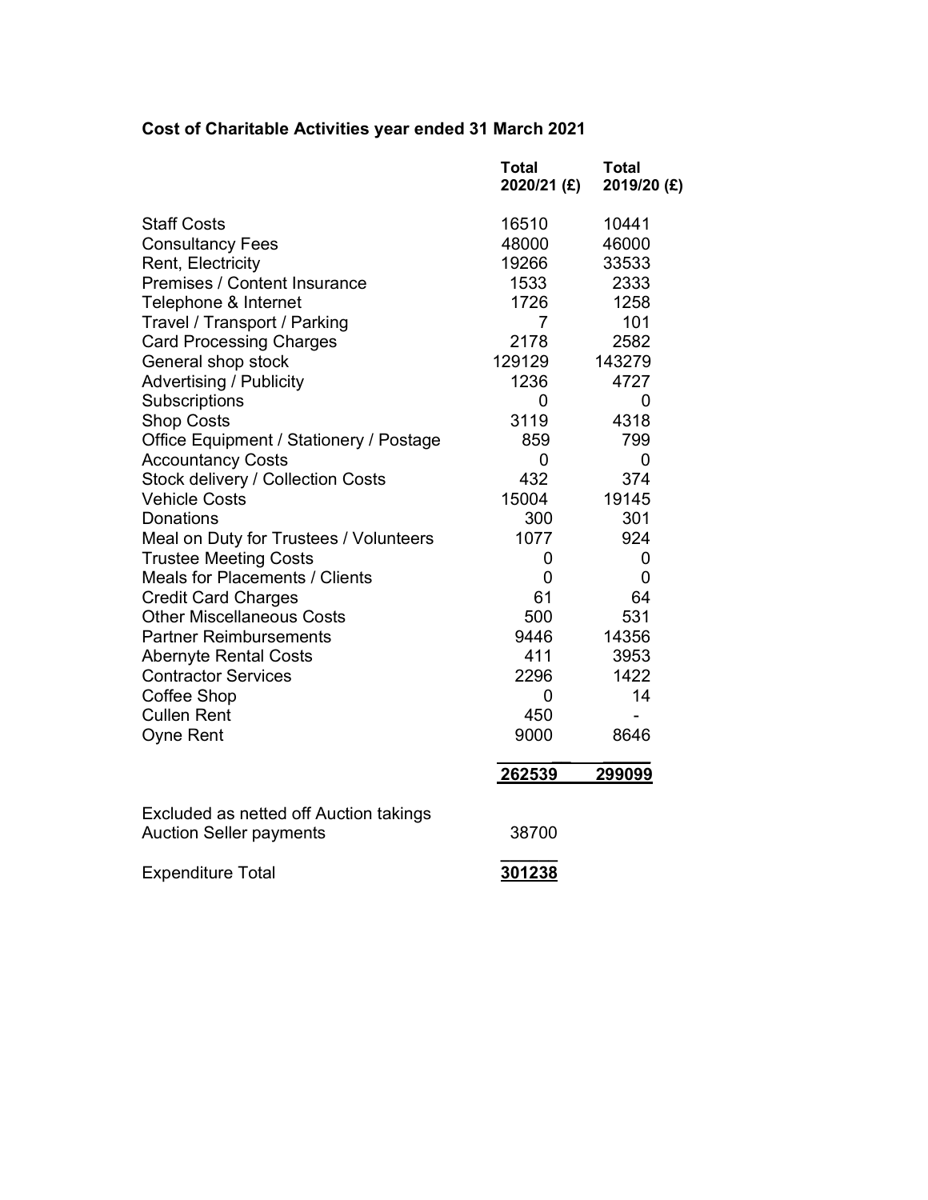### Cost of Charitable Activities year ended 31 March 2021

| | Total 2020/21 (£) | Total 2019/20 (£) |
|---|---|---|
| Staff Costs | 16510 | 10441 |
| Consultancy Fees | 48000 | 46000 |
| Rent, Electricity | 19266 | 33533 |
| Premises / Content Insurance | 1533 | 2333 |
| Telephone & Internet | 1726 | 1258 |
| Travel / Transport / Parking | 7 | 101 |
| Card Processing Charges | 2178 | 2582 |
| General shop stock | 129129 | 143279 |
| Advertising / Publicity | 1236 | 4727 |
| Subscriptions | 0 | 0 |
| Shop Costs | 3119 | 4318 |
| Office Equipment / Stationery / Postage | 859 | 799 |
| Accountancy Costs | 0 | 0 |
| Stock delivery / Collection Costs | 432 | 374 |
| Vehicle Costs | 15004 | 19145 |
| Donations | 300 | 301 |
| Meal on Duty for Trustees / Volunteers | 1077 | 924 |
| Trustee Meeting Costs | 0 | 0 |
| Meals for Placements / Clients | 0 | 0 |
| Credit Card Charges | 61 | 64 |
| Other Miscellaneous Costs | 500 | 531 |
| Partner Reimbursements | 9446 | 14356 |
| Abernyte Rental Costs | 411 | 3953 |
| Contractor Services | 2296 | 1422 |
| Coffee Shop | 0 | 14 |
| Cullen Rent | 450 | - |
| Oyne Rent | 9000 | 8646 |
| | **262539** | **299099** |
| Excluded as netted off Auction takings | | |
| Auction Seller payments | 38700 | |
| Expenditure Total | **301238** | |